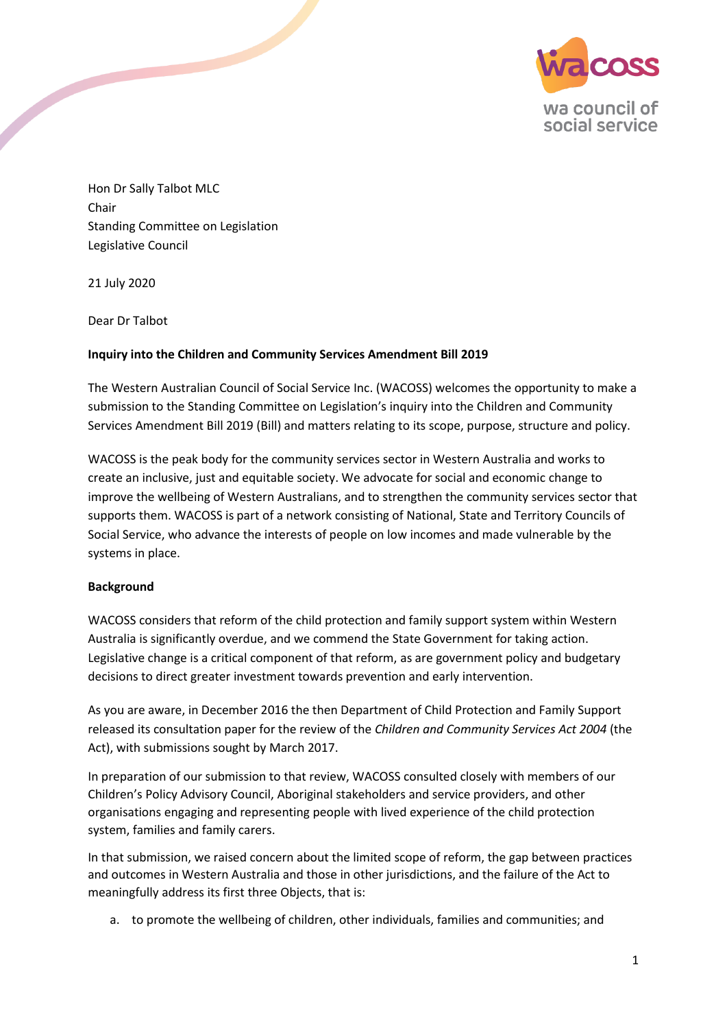Hon Dr Sally Talbot MLC
Chair
Standing Committee on Legislation
Legislative Council

21 July 2020

Dear Dr Talbot

**Inquiry into the Children and Community Services Amendment Bill 2019**

The Western Australian Council of Social Service Inc. (WACOSS) welcomes the opportunity to make a submission to the Standing Committee on Legislation's inquiry into the Children and Community Services Amendment Bill 2019 (Bill) and matters relating to its scope, purpose, structure and policy.

WACOSS is the peak body for the community services sector in Western Australia and works to create an inclusive, just and equitable society. We advocate for social and economic change to improve the wellbeing of Western Australians, and to strengthen the community services sector that supports them. WACOSS is part of a network consisting of National, State and Territory Councils of Social Service, who advance the interests of people on low incomes and made vulnerable by the systems in place.

**Background**

WACOSS considers that reform of the child protection and family support system within Western Australia is significantly overdue, and we commend the State Government for taking action. Legislative change is a critical component of that reform, as are government policy and budgetary decisions to direct greater investment towards prevention and early intervention.

As you are aware, in December 2016 the then Department of Child Protection and Family Support released its consultation paper for the review of the *Children and Community Services Act 2004* (the Act), with submissions sought by March 2017.

In preparation of our submission to that review, WACOSS consulted closely with members of our Children's Policy Advisory Council, Aboriginal stakeholders and service providers, and other organisations engaging and representing people with lived experience of the child protection system, families and family carers.

In that submission, we raised concern about the limited scope of reform, the gap between practices and outcomes in Western Australia and those in other jurisdictions, and the failure of the Act to meaningfully address its first three Objects, that is:

a. to promote the wellbeing of children, other individuals, families and communities; and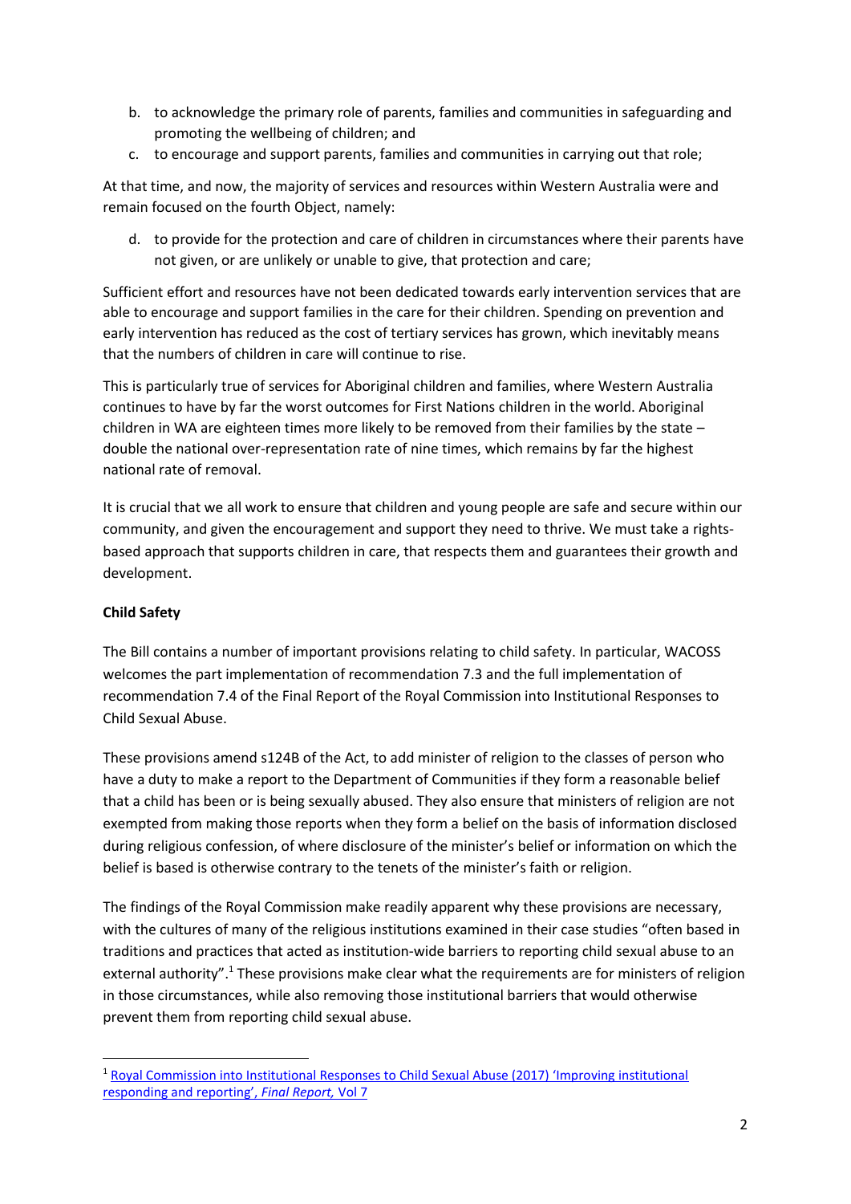b. to acknowledge the primary role of parents, families and communities in safeguarding and promoting the wellbeing of children; and
c. to encourage and support parents, families and communities in carrying out that role;

At that time, and now, the majority of services and resources within Western Australia were and remain focused on the fourth Object, namely:

d. to provide for the protection and care of children in circumstances where their parents have not given, or are unlikely or unable to give, that protection and care;

Sufficient effort and resources have not been dedicated towards early intervention services that are able to encourage and support families in the care for their children. Spending on prevention and early intervention has reduced as the cost of tertiary services has grown, which inevitably means that the numbers of children in care will continue to rise.

This is particularly true of services for Aboriginal children and families, where Western Australia continues to have by far the worst outcomes for First Nations children in the world. Aboriginal children in WA are eighteen times more likely to be removed from their families by the state – double the national over-representation rate of nine times, which remains by far the highest national rate of removal.

It is crucial that we all work to ensure that children and young people are safe and secure within our community, and given the encouragement and support they need to thrive. We must take a rights-based approach that supports children in care, that respects them and guarantees their growth and development.

**Child Safety**

The Bill contains a number of important provisions relating to child safety. In particular, WACOSS welcomes the part implementation of recommendation 7.3 and the full implementation of recommendation 7.4 of the Final Report of the Royal Commission into Institutional Responses to Child Sexual Abuse.

These provisions amend s124B of the Act, to add minister of religion to the classes of person who have a duty to make a report to the Department of Communities if they form a reasonable belief that a child has been or is being sexually abused. They also ensure that ministers of religion are not exempted from making those reports when they form a belief on the basis of information disclosed during religious confession, of where disclosure of the minister's belief or information on which the belief is based is otherwise contrary to the tenets of the minister's faith or religion.

The findings of the Royal Commission make readily apparent why these provisions are necessary, with the cultures of many of the religious institutions examined in their case studies "often based in traditions and practices that acted as institution-wide barriers to reporting child sexual abuse to an external authority".[1] These provisions make clear what the requirements are for ministers of religion in those circumstances, while also removing those institutional barriers that would otherwise prevent them from reporting child sexual abuse.

---

[1] Royal Commission into Institutional Responses to Child Sexual Abuse (2017) 'Improving institutional responding and reporting', *Final Report,* Vol 7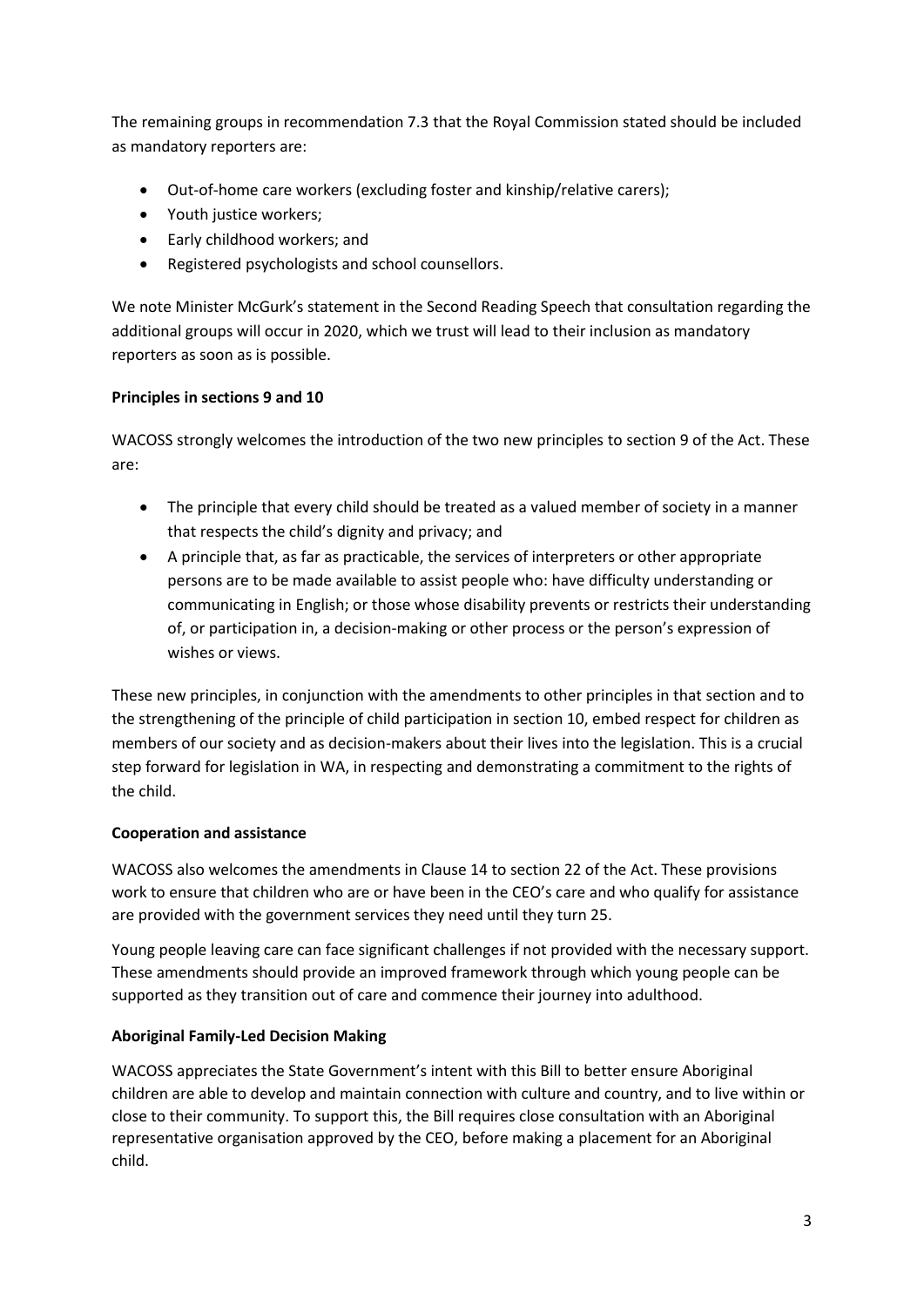The remaining groups in recommendation 7.3 that the Royal Commission stated should be included as mandatory reporters are:

- Out-of-home care workers (excluding foster and kinship/relative carers);
- Youth justice workers;
- Early childhood workers; and
- Registered psychologists and school counsellors.

We note Minister McGurk's statement in the Second Reading Speech that consultation regarding the additional groups will occur in 2020, which we trust will lead to their inclusion as mandatory reporters as soon as is possible.

**Principles in sections 9 and 10**

WACOSS strongly welcomes the introduction of the two new principles to section 9 of the Act. These are:

- The principle that every child should be treated as a valued member of society in a manner that respects the child's dignity and privacy; and
- A principle that, as far as practicable, the services of interpreters or other appropriate persons are to be made available to assist people who: have difficulty understanding or communicating in English; or those whose disability prevents or restricts their understanding of, or participation in, a decision-making or other process or the person's expression of wishes or views.

These new principles, in conjunction with the amendments to other principles in that section and to the strengthening of the principle of child participation in section 10, embed respect for children as members of our society and as decision-makers about their lives into the legislation. This is a crucial step forward for legislation in WA, in respecting and demonstrating a commitment to the rights of the child.

**Cooperation and assistance**

WACOSS also welcomes the amendments in Clause 14 to section 22 of the Act. These provisions work to ensure that children who are or have been in the CEO's care and who qualify for assistance are provided with the government services they need until they turn 25.

Young people leaving care can face significant challenges if not provided with the necessary support. These amendments should provide an improved framework through which young people can be supported as they transition out of care and commence their journey into adulthood.

**Aboriginal Family-Led Decision Making**

WACOSS appreciates the State Government's intent with this Bill to better ensure Aboriginal children are able to develop and maintain connection with culture and country, and to live within or close to their community. To support this, the Bill requires close consultation with an Aboriginal representative organisation approved by the CEO, before making a placement for an Aboriginal child.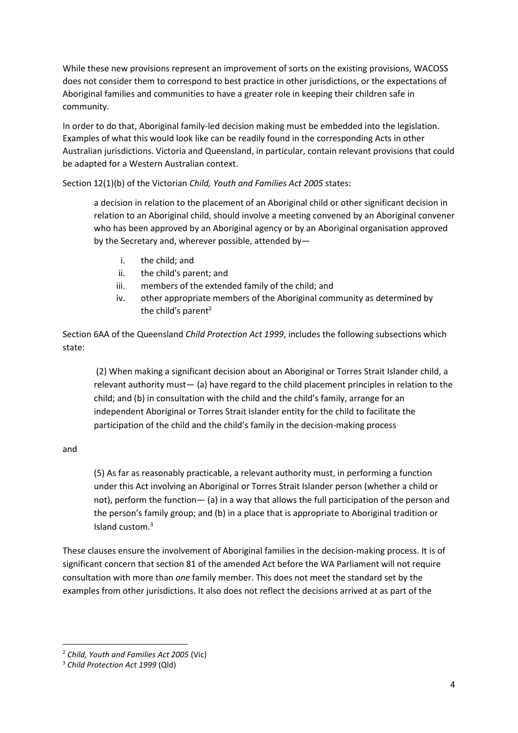While these new provisions represent an improvement of sorts on the existing provisions, WACOSS does not consider them to correspond to best practice in other jurisdictions, or the expectations of Aboriginal families and communities to have a greater role in keeping their children safe in community.

In order to do that, Aboriginal family-led decision making must be embedded into the legislation. Examples of what this would look like can be readily found in the corresponding Acts in other Australian jurisdictions. Victoria and Queensland, in particular, contain relevant provisions that could be adapted for a Western Australian context.

Section 12(1)(b) of the Victorian *Child, Youth and Families Act 2005* states:

> a decision in relation to the placement of an Aboriginal child or other significant decision in relation to an Aboriginal child, should involve a meeting convened by an Aboriginal convener who has been approved by an Aboriginal agency or by an Aboriginal organisation approved by the Secretary and, wherever possible, attended by—
>
> i. the child; and
> ii. the child's parent; and
> iii. members of the extended family of the child; and
> iv. other appropriate members of the Aboriginal community as determined by the child's parent[2]

Section 6AA of the Queensland *Child Protection Act 1999*, includes the following subsections which state:

> (2) When making a significant decision about an Aboriginal or Torres Strait Islander child, a relevant authority must— (a) have regard to the child placement principles in relation to the child; and (b) in consultation with the child and the child's family, arrange for an independent Aboriginal or Torres Strait Islander entity for the child to facilitate the participation of the child and the child's family in the decision-making process

and

> (5) As far as reasonably practicable, a relevant authority must, in performing a function under this Act involving an Aboriginal or Torres Strait Islander person (whether a child or not), perform the function— (a) in a way that allows the full participation of the person and the person's family group; and (b) in a place that is appropriate to Aboriginal tradition or Island custom.[3]

These clauses ensure the involvement of Aboriginal families in the decision-making process. It is of significant concern that section 81 of the amended Act before the WA Parliament will not require consultation with more than *one* family member. This does not meet the standard set by the examples from other jurisdictions. It also does not reflect the decisions arrived at as part of the

---

[2] *Child, Youth and Families Act 2005* (Vic)

[3] *Child Protection Act 1999* (Qld)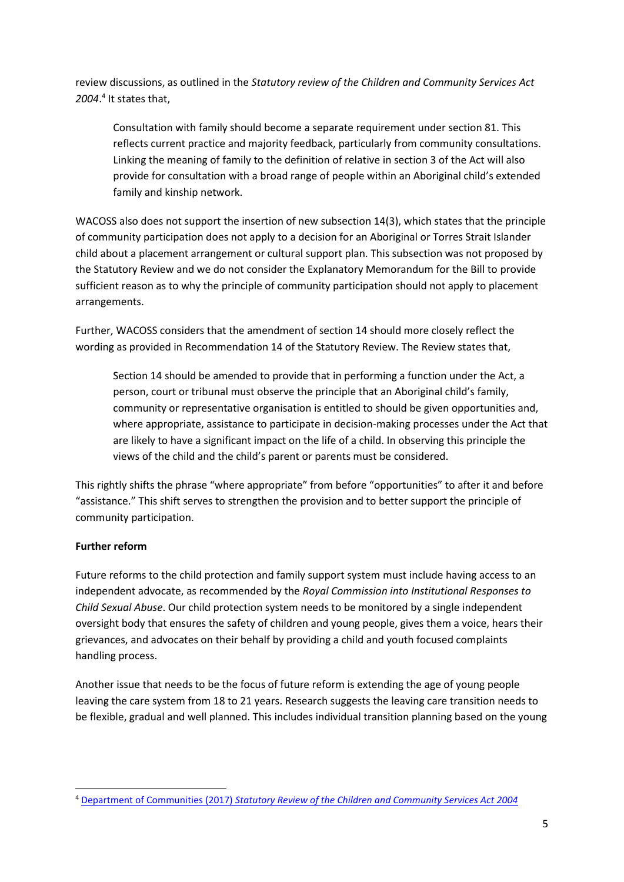review discussions, as outlined in the *Statutory review of the Children and Community Services Act 2004*.[4] It states that,

> Consultation with family should become a separate requirement under section 81. This reflects current practice and majority feedback, particularly from community consultations. Linking the meaning of family to the definition of relative in section 3 of the Act will also provide for consultation with a broad range of people within an Aboriginal child's extended family and kinship network.

WACOSS also does not support the insertion of new subsection 14(3), which states that the principle of community participation does not apply to a decision for an Aboriginal or Torres Strait Islander child about a placement arrangement or cultural support plan. This subsection was not proposed by the Statutory Review and we do not consider the Explanatory Memorandum for the Bill to provide sufficient reason as to why the principle of community participation should not apply to placement arrangements.

Further, WACOSS considers that the amendment of section 14 should more closely reflect the wording as provided in Recommendation 14 of the Statutory Review. The Review states that,

> Section 14 should be amended to provide that in performing a function under the Act, a person, court or tribunal must observe the principle that an Aboriginal child's family, community or representative organisation is entitled to should be given opportunities and, where appropriate, assistance to participate in decision-making processes under the Act that are likely to have a significant impact on the life of a child. In observing this principle the views of the child and the child's parent or parents must be considered.

This rightly shifts the phrase "where appropriate" from before "opportunities" to after it and before "assistance." This shift serves to strengthen the provision and to better support the principle of community participation.

**Further reform**

Future reforms to the child protection and family support system must include having access to an independent advocate, as recommended by the *Royal Commission into Institutional Responses to Child Sexual Abuse*. Our child protection system needs to be monitored by a single independent oversight body that ensures the safety of children and young people, gives them a voice, hears their grievances, and advocates on their behalf by providing a child and youth focused complaints handling process.

Another issue that needs to be the focus of future reform is extending the age of young people leaving the care system from 18 to 21 years. Research suggests the leaving care transition needs to be flexible, gradual and well planned. This includes individual transition planning based on the young

[4] Department of Communities (2017) *Statutory Review of the Children and Community Services Act 2004*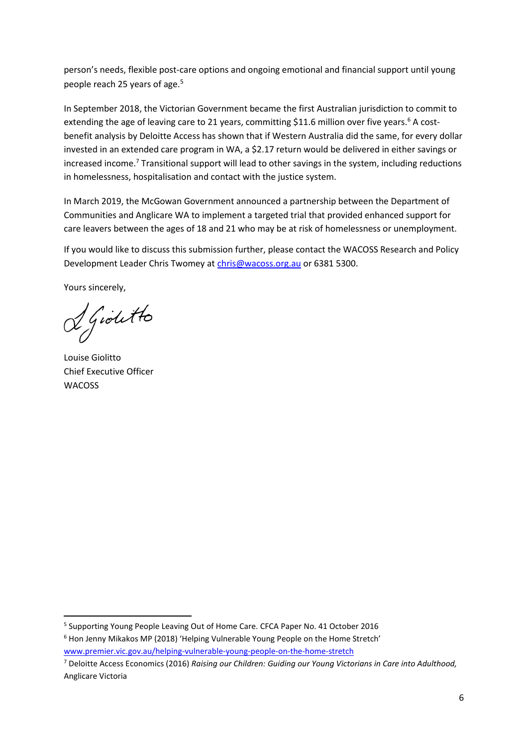person's needs, flexible post-care options and ongoing emotional and financial support until young people reach 25 years of age.[5]

In September 2018, the Victorian Government became the first Australian jurisdiction to commit to extending the age of leaving care to 21 years, committing $11.6 million over five years.[6] A cost-benefit analysis by Deloitte Access has shown that if Western Australia did the same, for every dollar invested in an extended care program in WA, a $2.17 return would be delivered in either savings or increased income.[7] Transitional support will lead to other savings in the system, including reductions in homelessness, hospitalisation and contact with the justice system.

In March 2019, the McGowan Government announced a partnership between the Department of Communities and Anglicare WA to implement a targeted trial that provided enhanced support for care leavers between the ages of 18 and 21 who may be at risk of homelessness or unemployment.

If you would like to discuss this submission further, please contact the WACOSS Research and Policy Development Leader Chris Twomey at [chris@wacoss.org.au](mailto:chris@wacoss.org.au) or 6381 5300.

Yours sincerely,

Louise Giolitto
Chief Executive Officer
WACOSS

---

[5] Supporting Young People Leaving Out of Home Care. CFCA Paper No. 41 October 2016

[6] Hon Jenny Mikakos MP (2018) 'Helping Vulnerable Young People on the Home Stretch' [www.premier.vic.gov.au/helping-vulnerable-young-people-on-the-home-stretch](http://www.premier.vic.gov.au/helping-vulnerable-young-people-on-the-home-stretch)

[7] Deloitte Access Economics (2016) *Raising our Children: Guiding our Young Victorians in Care into Adulthood,* Anglicare Victoria